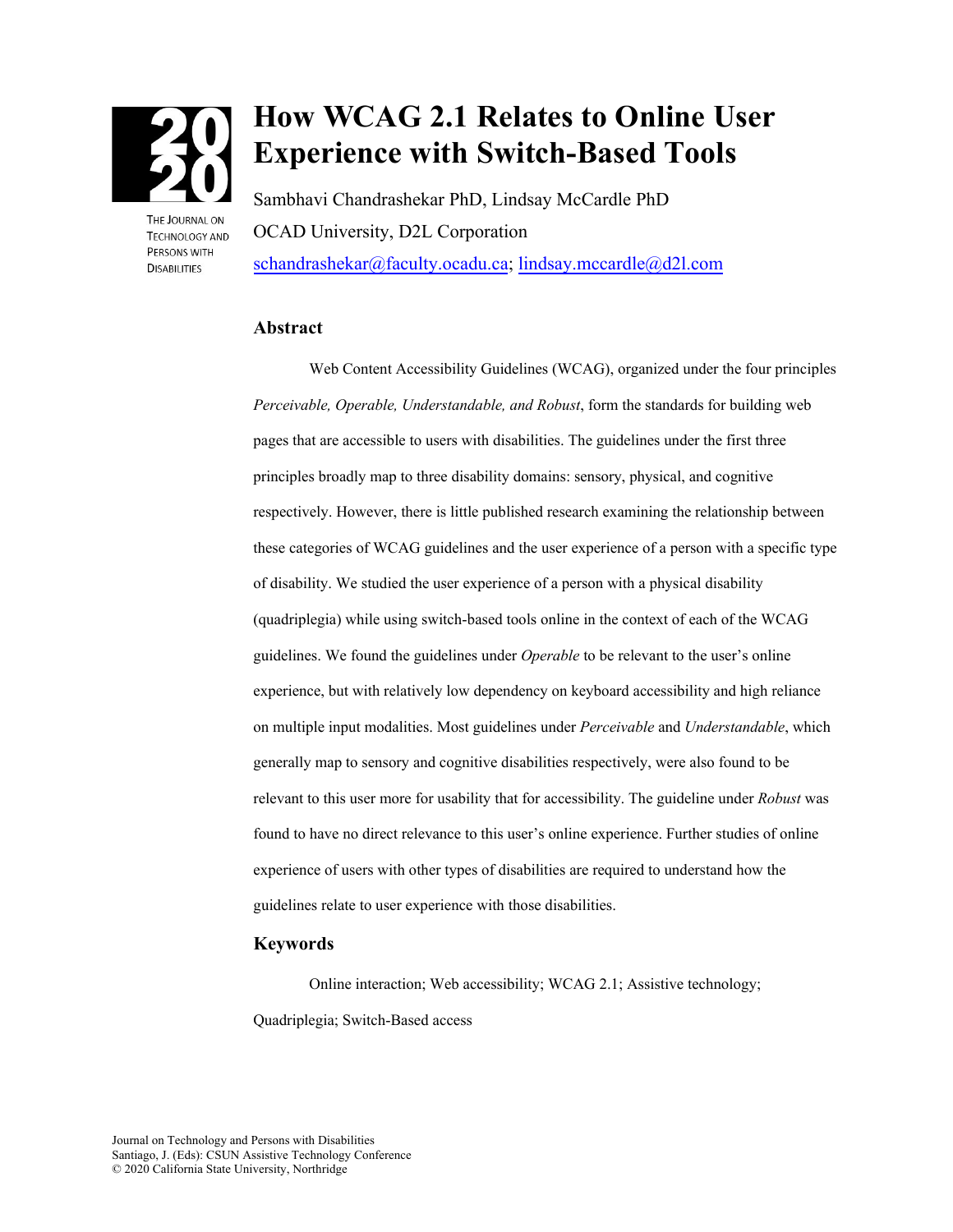# How WCAG 2.1 Relates to Online User Experience with Switch-Based Tools

Sambhavi Chandrashekar PhD, Lindsay McCardle PhD

OCAD University, D2L Corporation

schandrashekar@faculty.ocadu.ca; lindsay.mccardle@d2l.com

## Abstract

Web Content Accessibility Guidelines (WCAG), organized under the four principles *Perceivable, Operable, Understandable, and Robust*, form the standards for building web pages that are accessible to users with disabilities. The guidelines under the first three principles broadly map to three disability domains: sensory, physical, and cognitive respectively. However, there is little published research examining the relationship between these categories of WCAG guidelines and the user experience of a person with a specific type of disability. We studied the user experience of a person with a physical disability (quadriplegia) while using switch-based tools online in the context of each of the WCAG guidelines. We found the guidelines under *Operable* to be relevant to the user's online experience, but with relatively low dependency on keyboard accessibility and high reliance on multiple input modalities. Most guidelines under *Perceivable* and *Understandable*, which generally map to sensory and cognitive disabilities respectively, were also found to be relevant to this user more for usability that for accessibility. The guideline under *Robust* was found to have no direct relevance to this user's online experience. Further studies of online experience of users with other types of disabilities are required to understand how the guidelines relate to user experience with those disabilities.

## Keywords

Online interaction; Web accessibility; WCAG 2.1; Assistive technology; Quadriplegia; Switch-Based access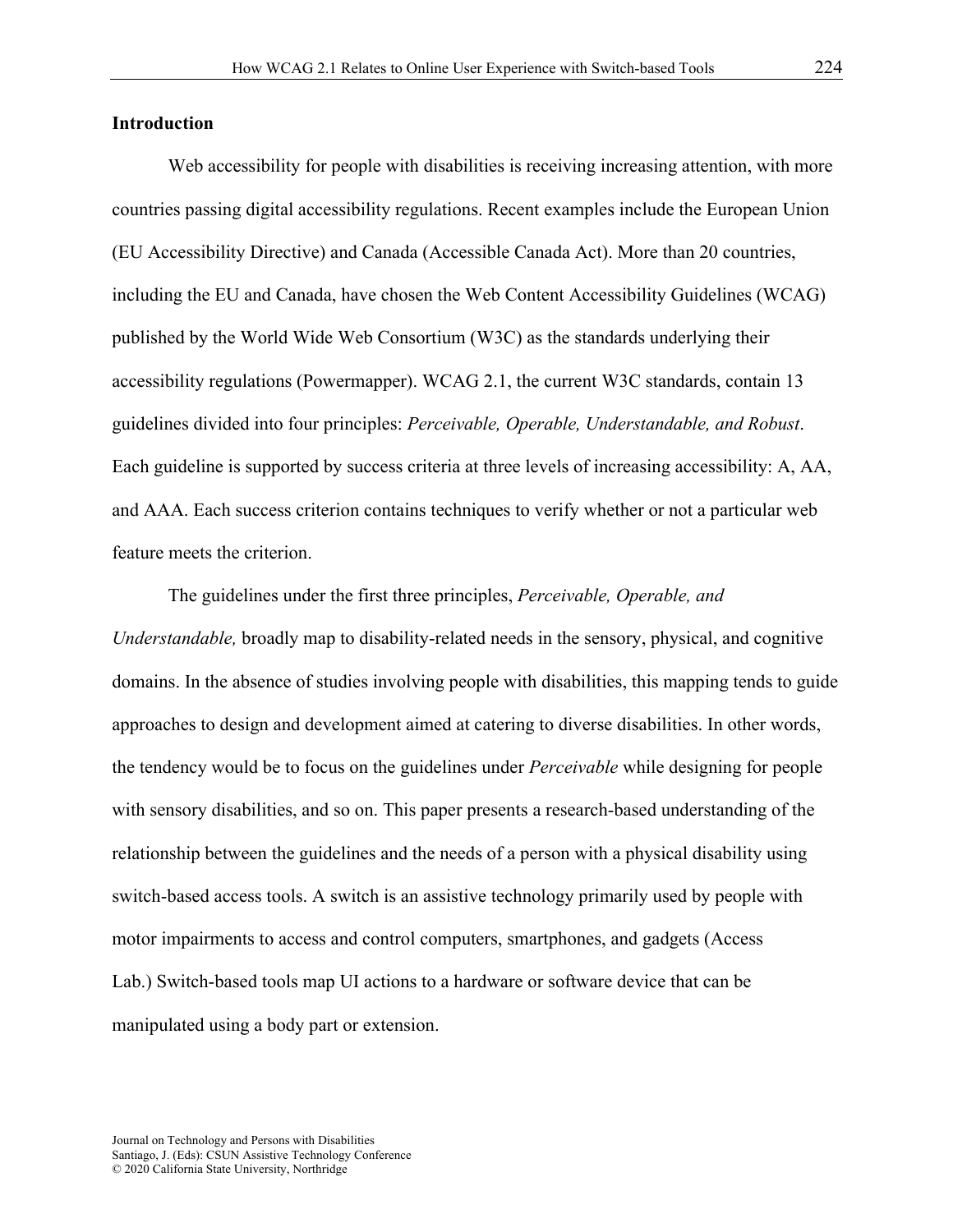## Introduction

Web accessibility for people with disabilities is receiving increasing attention, with more countries passing digital accessibility regulations. Recent examples include the European Union (EU Accessibility Directive) and Canada (Accessible Canada Act). More than 20 countries, including the EU and Canada, have chosen the Web Content Accessibility Guidelines (WCAG) published by the World Wide Web Consortium (W3C) as the standards underlying their accessibility regulations (Powermapper). WCAG 2.1, the current W3C standards, contain 13 guidelines divided into four principles: *Perceivable, Operable, Understandable, and Robust*. Each guideline is supported by success criteria at three levels of increasing accessibility: A, AA, and AAA. Each success criterion contains techniques to verify whether or not a particular web feature meets the criterion.

The guidelines under the first three principles, *Perceivable, Operable, and Understandable,* broadly map to disability-related needs in the sensory, physical, and cognitive domains. In the absence of studies involving people with disabilities, this mapping tends to guide approaches to design and development aimed at catering to diverse disabilities. In other words, the tendency would be to focus on the guidelines under *Perceivable* while designing for people with sensory disabilities, and so on. This paper presents a research-based understanding of the relationship between the guidelines and the needs of a person with a physical disability using switch-based access tools. A switch is an assistive technology primarily used by people with motor impairments to access and control computers, smartphones, and gadgets (Access Lab.) Switch-based tools map UI actions to a hardware or software device that can be manipulated using a body part or extension.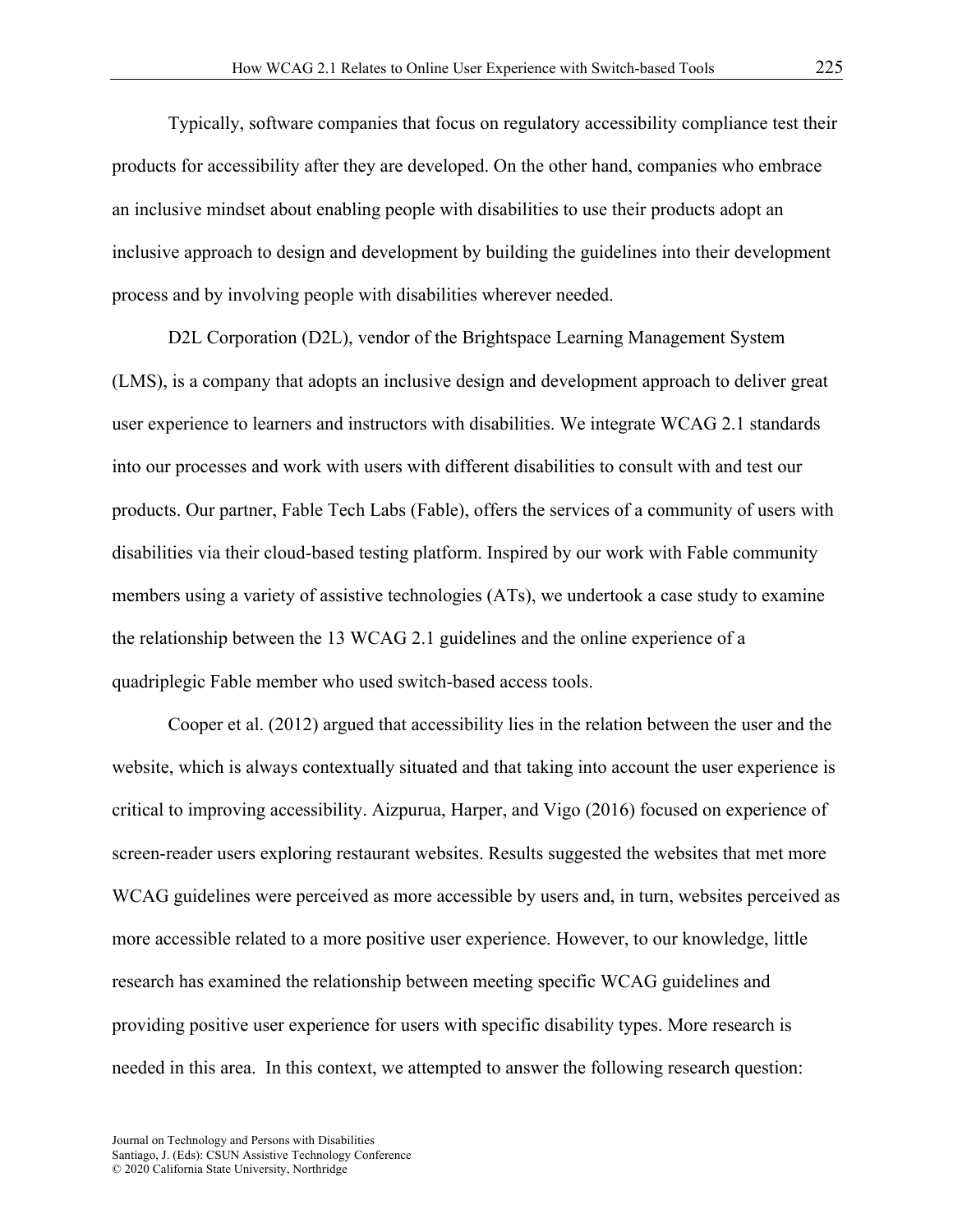Typically, software companies that focus on regulatory accessibility compliance test their products for accessibility after they are developed. On the other hand, companies who embrace an inclusive mindset about enabling people with disabilities to use their products adopt an inclusive approach to design and development by building the guidelines into their development process and by involving people with disabilities wherever needed.

D2L Corporation (D2L), vendor of the Brightspace Learning Management System (LMS), is a company that adopts an inclusive design and development approach to deliver great user experience to learners and instructors with disabilities. We integrate WCAG 2.1 standards into our processes and work with users with different disabilities to consult with and test our products. Our partner, Fable Tech Labs (Fable), offers the services of a community of users with disabilities via their cloud-based testing platform. Inspired by our work with Fable community members using a variety of assistive technologies (ATs), we undertook a case study to examine the relationship between the 13 WCAG 2.1 guidelines and the online experience of a quadriplegic Fable member who used switch-based access tools.

Cooper et al. (2012) argued that accessibility lies in the relation between the user and the website, which is always contextually situated and that taking into account the user experience is critical to improving accessibility. Aizpurua, Harper, and Vigo (2016) focused on experience of screen-reader users exploring restaurant websites. Results suggested the websites that met more WCAG guidelines were perceived as more accessible by users and, in turn, websites perceived as more accessible related to a more positive user experience. However, to our knowledge, little research has examined the relationship between meeting specific WCAG guidelines and providing positive user experience for users with specific disability types. More research is needed in this area. In this context, we attempted to answer the following research question: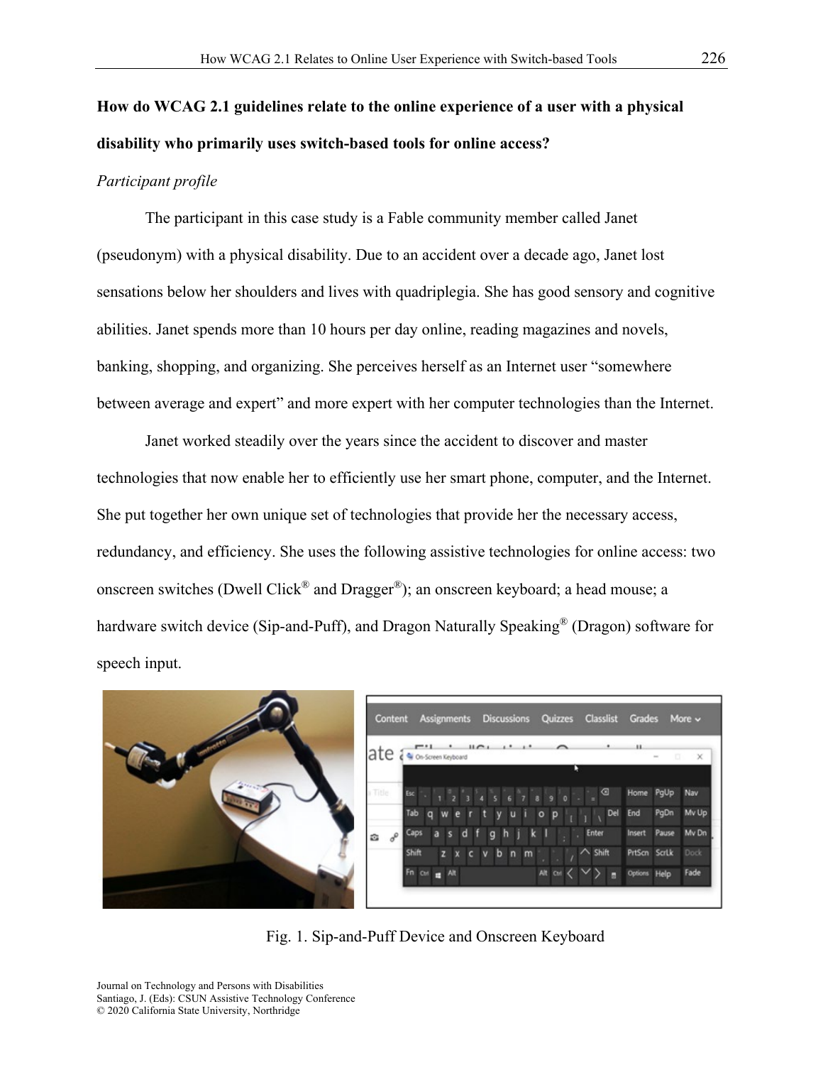## How do WCAG 2.1 guidelines relate to the online experience of a user with a physical disability who primarily uses switch-based tools for online access?

*Participant profile*

The participant in this case study is a Fable community member called Janet (pseudonym) with a physical disability. Due to an accident over a decade ago, Janet lost sensations below her shoulders and lives with quadriplegia. She has good sensory and cognitive abilities. Janet spends more than 10 hours per day online, reading magazines and novels, banking, shopping, and organizing. She perceives herself as an Internet user "somewhere between average and expert" and more expert with her computer technologies than the Internet.

Janet worked steadily over the years since the accident to discover and master technologies that now enable her to efficiently use her smart phone, computer, and the Internet. She put together her own unique set of technologies that provide her the necessary access, redundancy, and efficiency. She uses the following assistive technologies for online access: two onscreen switches (Dwell Click® and Dragger®); an onscreen keyboard; a head mouse; a hardware switch device (Sip-and-Puff), and Dragon Naturally Speaking® (Dragon) software for speech input.

Fig. 1. Sip-and-Puff Device and Onscreen Keyboard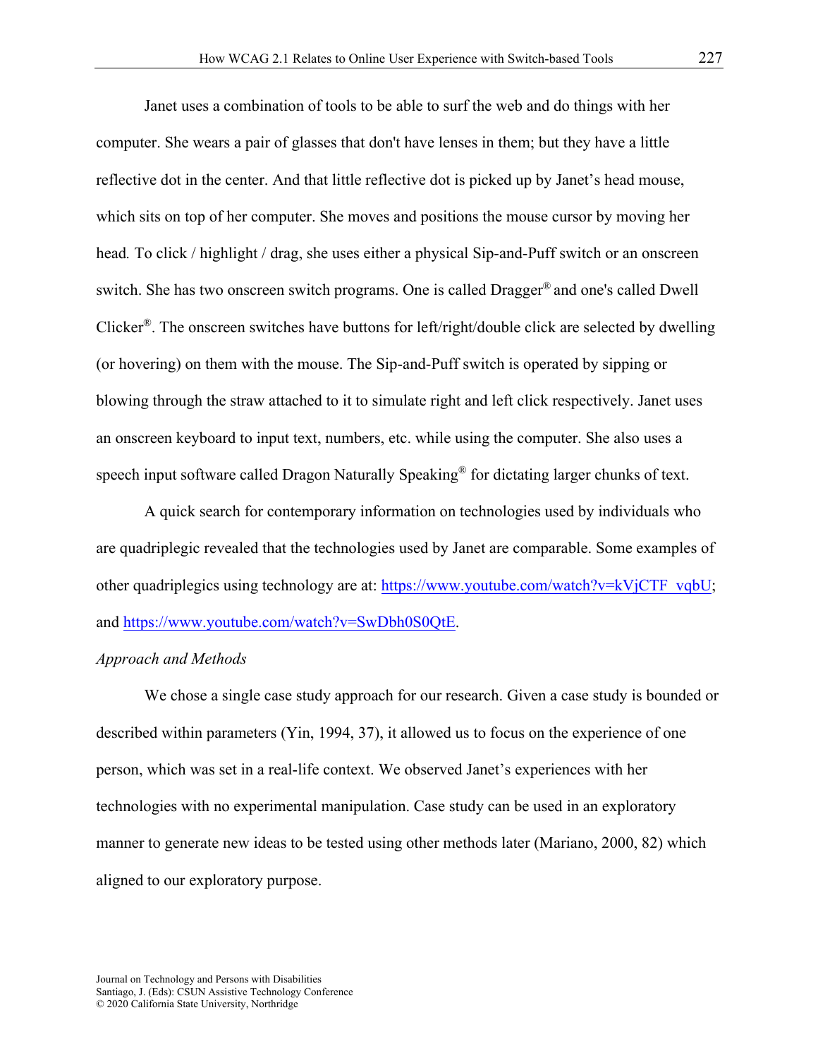Janet uses a combination of tools to be able to surf the web and do things with her computer. She wears a pair of glasses that don't have lenses in them; but they have a little reflective dot in the center. And that little reflective dot is picked up by Janet's head mouse, which sits on top of her computer. She moves and positions the mouse cursor by moving her head. To click / highlight / drag, she uses either a physical Sip-and-Puff switch or an onscreen switch. She has two onscreen switch programs. One is called Dragger® and one's called Dwell Clicker®. The onscreen switches have buttons for left/right/double click are selected by dwelling (or hovering) on them with the mouse. The Sip-and-Puff switch is operated by sipping or blowing through the straw attached to it to simulate right and left click respectively. Janet uses an onscreen keyboard to input text, numbers, etc. while using the computer. She also uses a speech input software called Dragon Naturally Speaking® for dictating larger chunks of text.

A quick search for contemporary information on technologies used by individuals who are quadriplegic revealed that the technologies used by Janet are comparable. Some examples of other quadriplegics using technology are at: [https://www.youtube.com/watch?v=kVjCTF_vqbU](https://www.youtube.com/watch?v=kVjCTF_vqbU); and [https://www.youtube.com/watch?v=SwDbh0S0QtE](https://www.youtube.com/watch?v=SwDbh0S0QtE).

*Approach and Methods*

We chose a single case study approach for our research. Given a case study is bounded or described within parameters (Yin, 1994, 37), it allowed us to focus on the experience of one person, which was set in a real-life context. We observed Janet's experiences with her technologies with no experimental manipulation. Case study can be used in an exploratory manner to generate new ideas to be tested using other methods later (Mariano, 2000, 82) which aligned to our exploratory purpose.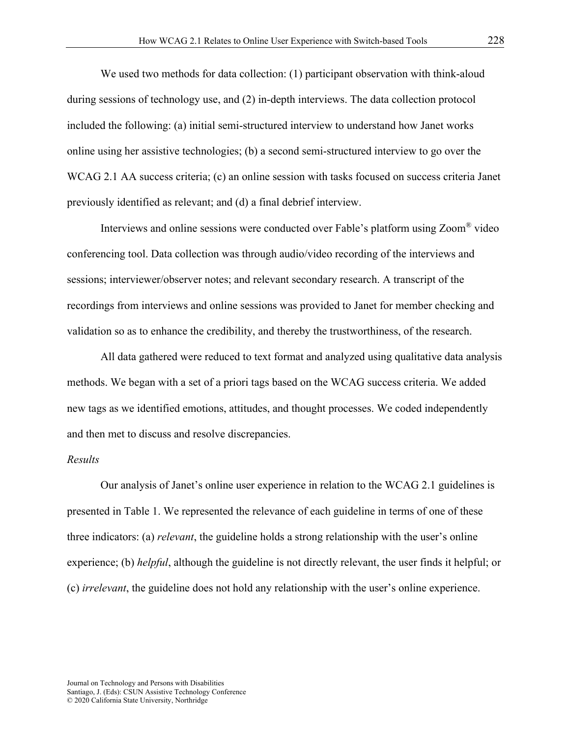We used two methods for data collection: (1) participant observation with think-aloud during sessions of technology use, and (2) in-depth interviews. The data collection protocol included the following: (a) initial semi-structured interview to understand how Janet works online using her assistive technologies; (b) a second semi-structured interview to go over the WCAG 2.1 AA success criteria; (c) an online session with tasks focused on success criteria Janet previously identified as relevant; and (d) a final debrief interview.

Interviews and online sessions were conducted over Fable's platform using Zoom® video conferencing tool. Data collection was through audio/video recording of the interviews and sessions; interviewer/observer notes; and relevant secondary research. A transcript of the recordings from interviews and online sessions was provided to Janet for member checking and validation so as to enhance the credibility, and thereby the trustworthiness, of the research.

All data gathered were reduced to text format and analyzed using qualitative data analysis methods. We began with a set of a priori tags based on the WCAG success criteria. We added new tags as we identified emotions, attitudes, and thought processes. We coded independently and then met to discuss and resolve discrepancies.

### *Results*

Our analysis of Janet's online user experience in relation to the WCAG 2.1 guidelines is presented in Table 1. We represented the relevance of each guideline in terms of one of these three indicators: (a) *relevant*, the guideline holds a strong relationship with the user's online experience; (b) *helpful*, although the guideline is not directly relevant, the user finds it helpful; or (c) *irrelevant*, the guideline does not hold any relationship with the user's online experience.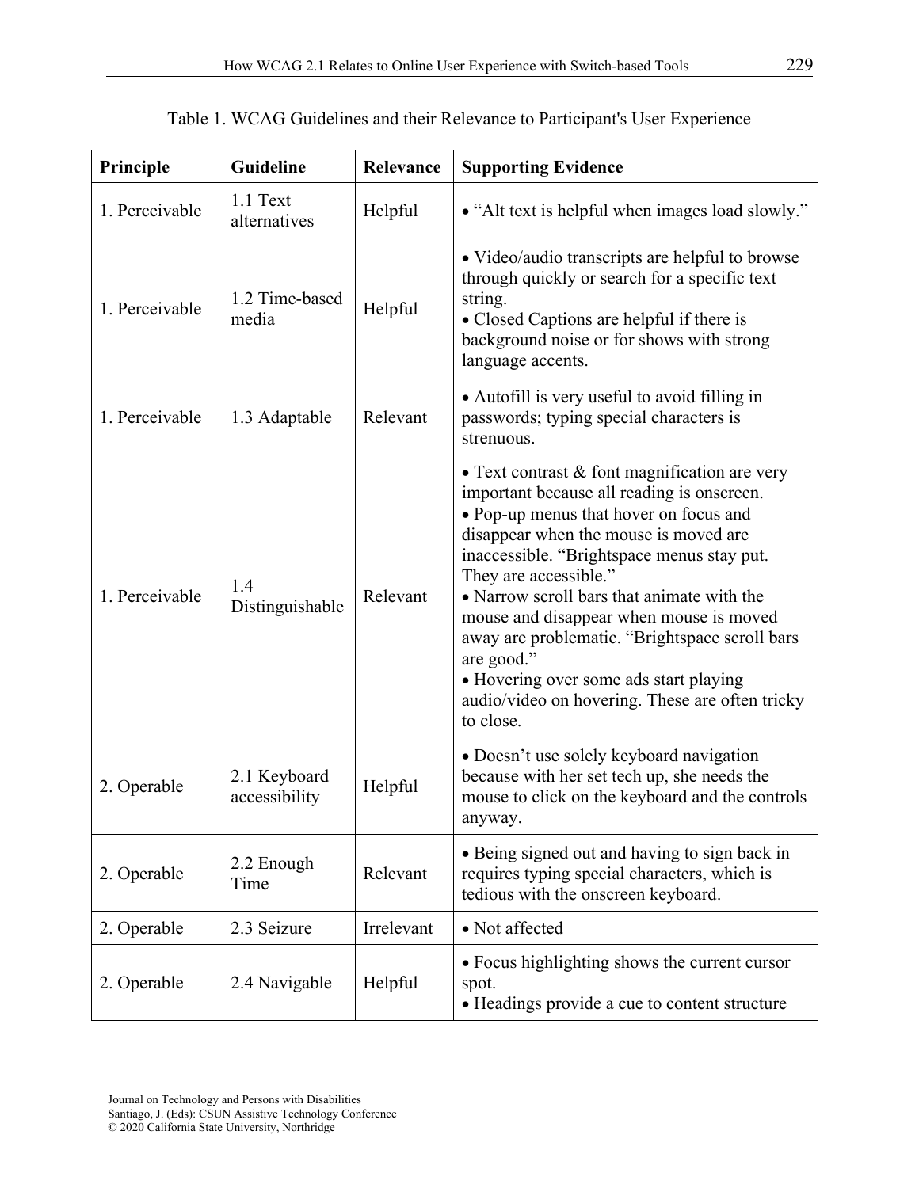Table 1. WCAG Guidelines and their Relevance to Participant's User Experience

| Principle | Guideline | Relevance | Supporting Evidence |
|---|---|---|---|
| 1. Perceivable | 1.1 Text alternatives | Helpful | • "Alt text is helpful when images load slowly." |
| 1. Perceivable | 1.2 Time-based media | Helpful | • Video/audio transcripts are helpful to browse through quickly or search for a specific text string. • Closed Captions are helpful if there is background noise or for shows with strong language accents. |
| 1. Perceivable | 1.3 Adaptable | Relevant | • Autofill is very useful to avoid filling in passwords; typing special characters is strenuous. |
| 1. Perceivable | 1.4 Distinguishable | Relevant | • Text contrast & font magnification are very important because all reading is onscreen. • Pop-up menus that hover on focus and disappear when the mouse is moved are inaccessible. "Brightspace menus stay put. They are accessible." • Narrow scroll bars that animate with the mouse and disappear when mouse is moved away are problematic. "Brightspace scroll bars are good." • Hovering over some ads start playing audio/video on hovering. These are often tricky to close. |
| 2. Operable | 2.1 Keyboard accessibility | Helpful | • Doesn't use solely keyboard navigation because with her set tech up, she needs the mouse to click on the keyboard and the controls anyway. |
| 2. Operable | 2.2 Enough Time | Relevant | • Being signed out and having to sign back in requires typing special characters, which is tedious with the onscreen keyboard. |
| 2. Operable | 2.3 Seizure | Irrelevant | • Not affected |
| 2. Operable | 2.4 Navigable | Helpful | • Focus highlighting shows the current cursor spot. • Headings provide a cue to content structure |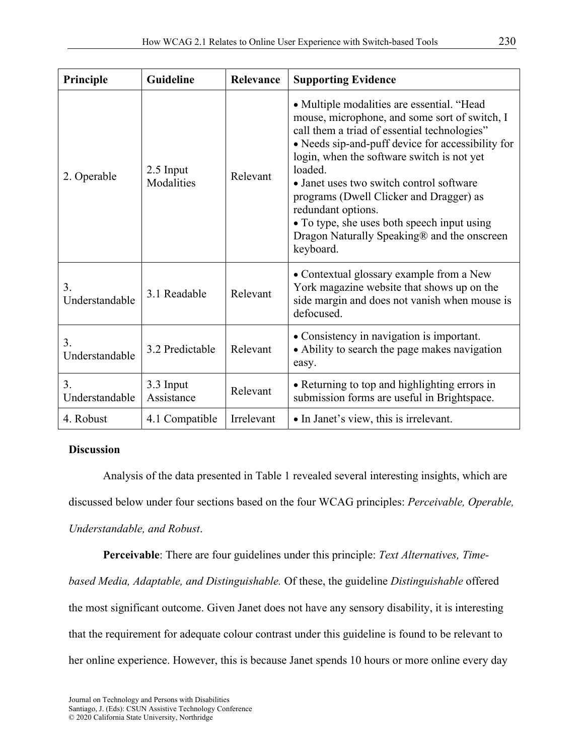| Principle | Guideline | Relevance | Supporting Evidence |
|---|---|---|---|
| 2. Operable | 2.5 Input Modalities | Relevant | • Multiple modalities are essential. “Head mouse, microphone, and some sort of switch, I call them a triad of essential technologies” • Needs sip-and-puff device for accessibility for login, when the software switch is not yet loaded. • Janet uses two switch control software programs (Dwell Clicker and Dragger) as redundant options. • To type, she uses both speech input using Dragon Naturally Speaking® and the onscreen keyboard. |
| 3. Understandable | 3.1 Readable | Relevant | • Contextual glossary example from a New York magazine website that shows up on the side margin and does not vanish when mouse is defocused. |
| 3. Understandable | 3.2 Predictable | Relevant | • Consistency in navigation is important. • Ability to search the page makes navigation easy. |
| 3. Understandable | 3.3 Input Assistance | Relevant | • Returning to top and highlighting errors in submission forms are useful in Brightspace. |
| 4. Robust | 4.1 Compatible | Irrelevant | • In Janet’s view, this is irrelevant. |

**Discussion**

Analysis of the data presented in Table 1 revealed several interesting insights, which are discussed below under four sections based on the four WCAG principles: *Perceivable, Operable, Understandable, and Robust*.

**Perceivable**: There are four guidelines under this principle: *Text Alternatives, Time-based Media, Adaptable, and Distinguishable.* Of these, the guideline *Distinguishable* offered the most significant outcome. Given Janet does not have any sensory disability, it is interesting that the requirement for adequate colour contrast under this guideline is found to be relevant to her online experience. However, this is because Janet spends 10 hours or more online every day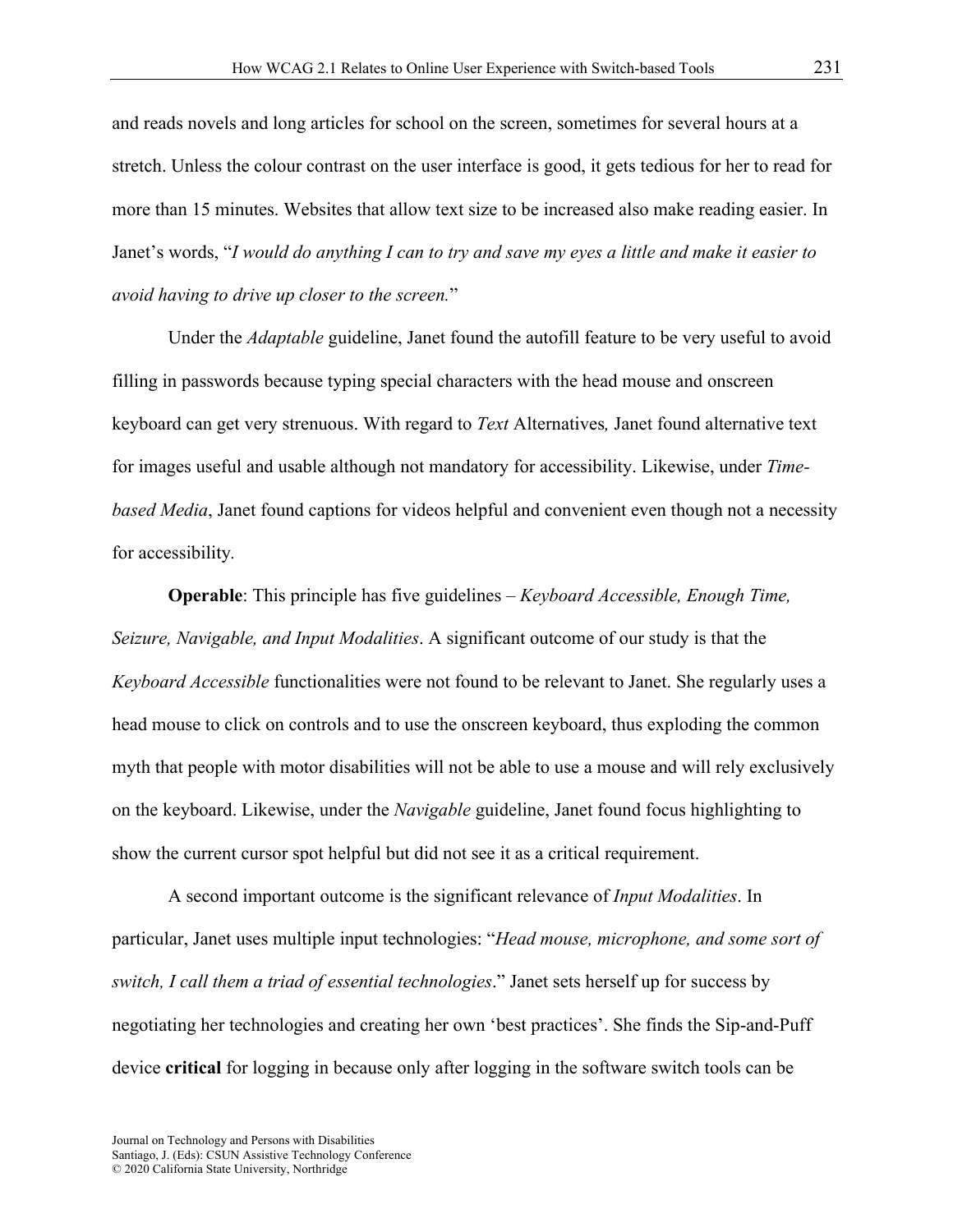and reads novels and long articles for school on the screen, sometimes for several hours at a stretch. Unless the colour contrast on the user interface is good, it gets tedious for her to read for more than 15 minutes. Websites that allow text size to be increased also make reading easier. In Janet's words, "*I would do anything I can to try and save my eyes a little and make it easier to avoid having to drive up closer to the screen.*"

Under the *Adaptable* guideline, Janet found the autofill feature to be very useful to avoid filling in passwords because typing special characters with the head mouse and onscreen keyboard can get very strenuous. With regard to *Text* Alternatives*,* Janet found alternative text for images useful and usable although not mandatory for accessibility. Likewise, under *Time-based Media*, Janet found captions for videos helpful and convenient even though not a necessity for accessibility.

**Operable**: This principle has five guidelines – *Keyboard Accessible, Enough Time, Seizure, Navigable, and Input Modalities*. A significant outcome of our study is that the *Keyboard Accessible* functionalities were not found to be relevant to Janet. She regularly uses a head mouse to click on controls and to use the onscreen keyboard, thus exploding the common myth that people with motor disabilities will not be able to use a mouse and will rely exclusively on the keyboard. Likewise, under the *Navigable* guideline, Janet found focus highlighting to show the current cursor spot helpful but did not see it as a critical requirement.

A second important outcome is the significant relevance of *Input Modalities*. In particular, Janet uses multiple input technologies: "*Head mouse, microphone, and some sort of switch, I call them a triad of essential technologies*." Janet sets herself up for success by negotiating her technologies and creating her own 'best practices'. She finds the Sip-and-Puff device **critical** for logging in because only after logging in the software switch tools can be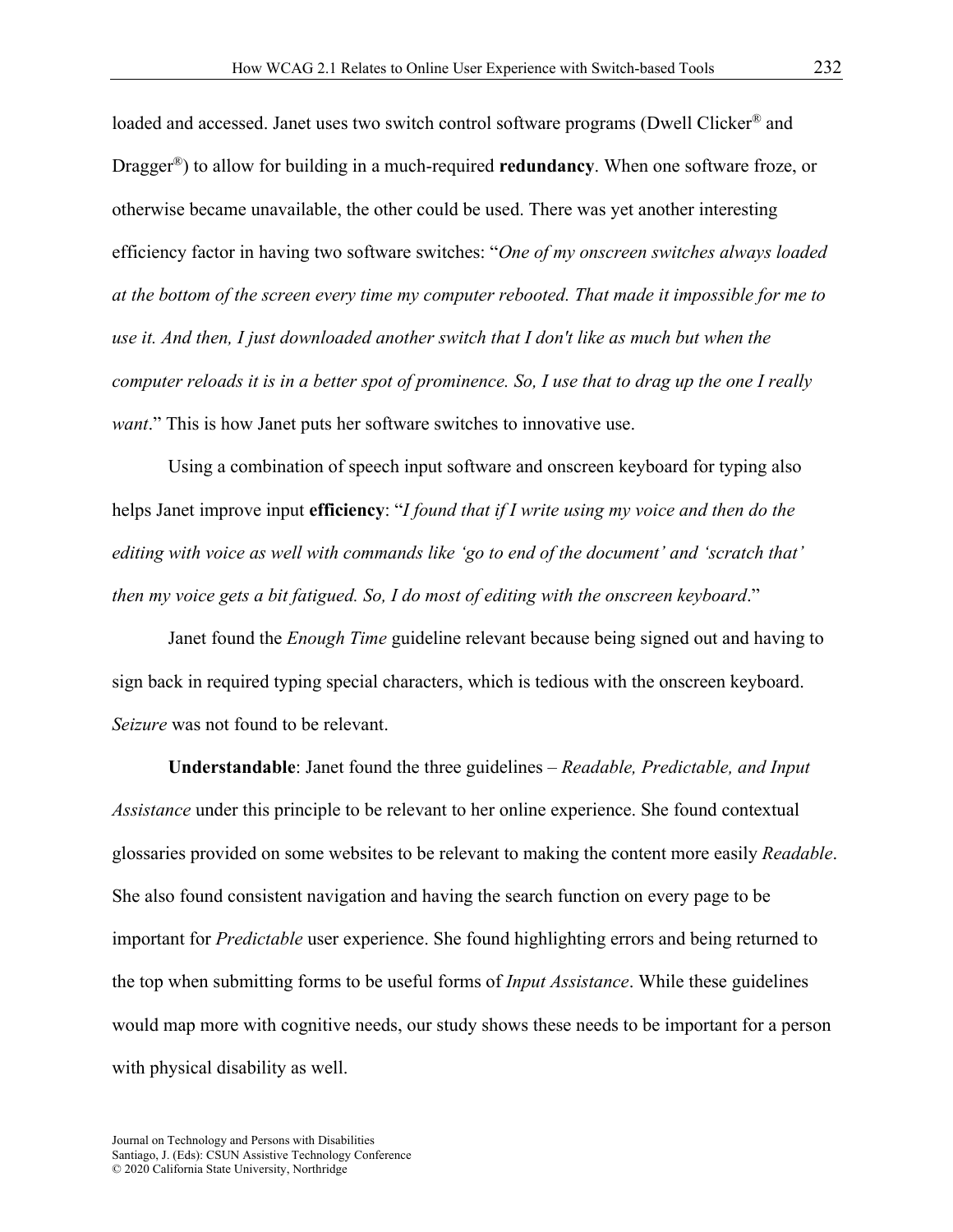loaded and accessed. Janet uses two switch control software programs (Dwell Clicker® and Dragger®) to allow for building in a much-required **redundancy**. When one software froze, or otherwise became unavailable, the other could be used. There was yet another interesting efficiency factor in having two software switches: "*One of my onscreen switches always loaded at the bottom of the screen every time my computer rebooted. That made it impossible for me to use it. And then, I just downloaded another switch that I don't like as much but when the computer reloads it is in a better spot of prominence. So, I use that to drag up the one I really want*." This is how Janet puts her software switches to innovative use.

Using a combination of speech input software and onscreen keyboard for typing also helps Janet improve input **efficiency**: "*I found that if I write using my voice and then do the editing with voice as well with commands like 'go to end of the document' and 'scratch that' then my voice gets a bit fatigued. So, I do most of editing with the onscreen keyboard*."

Janet found the *Enough Time* guideline relevant because being signed out and having to sign back in required typing special characters, which is tedious with the onscreen keyboard. *Seizure* was not found to be relevant.

**Understandable**: Janet found the three guidelines – *Readable, Predictable, and Input Assistance* under this principle to be relevant to her online experience. She found contextual glossaries provided on some websites to be relevant to making the content more easily *Readable*. She also found consistent navigation and having the search function on every page to be important for *Predictable* user experience. She found highlighting errors and being returned to the top when submitting forms to be useful forms of *Input Assistance*. While these guidelines would map more with cognitive needs, our study shows these needs to be important for a person with physical disability as well.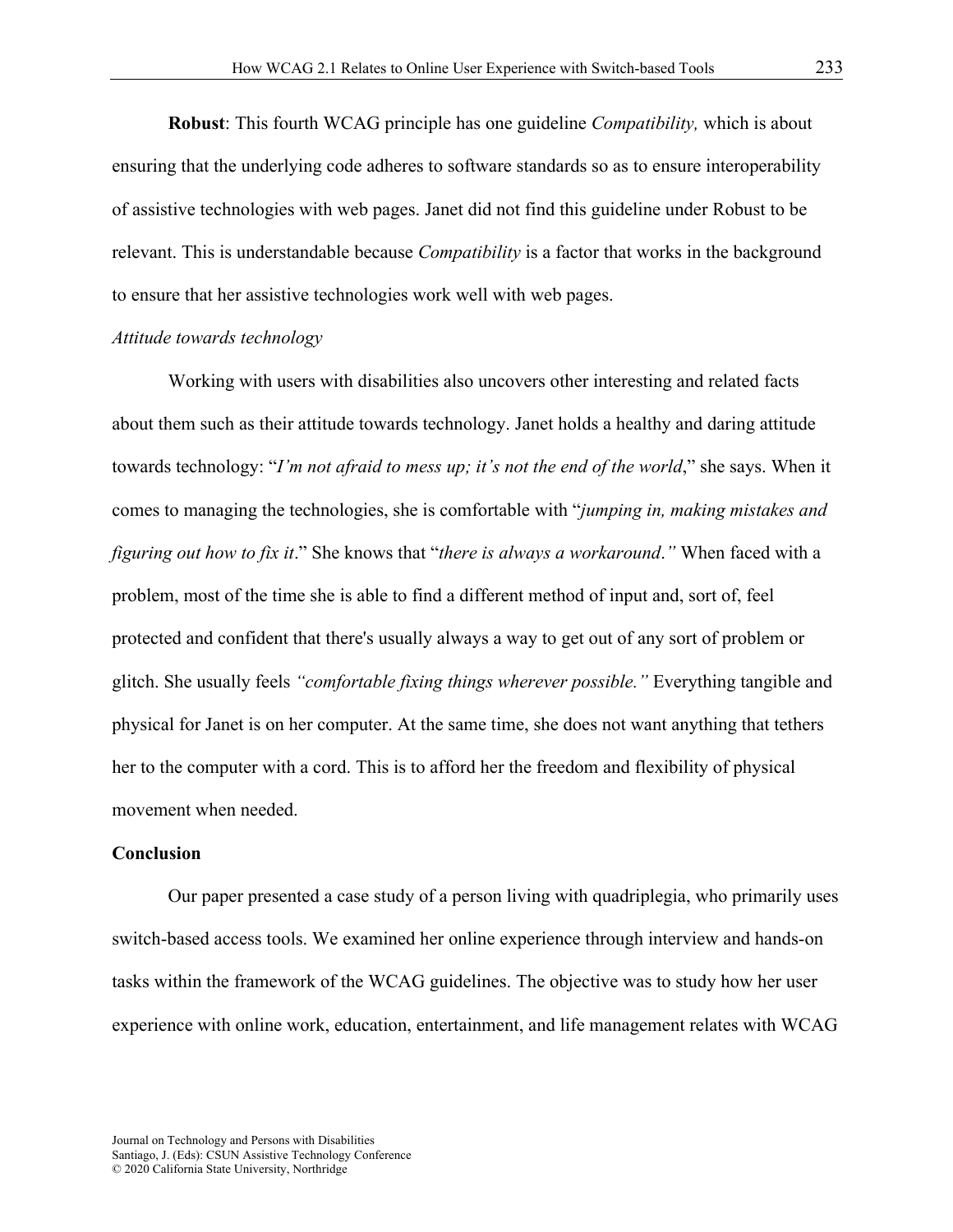**Robust**: This fourth WCAG principle has one guideline *Compatibility,* which is about ensuring that the underlying code adheres to software standards so as to ensure interoperability of assistive technologies with web pages. Janet did not find this guideline under Robust to be relevant. This is understandable because *Compatibility* is a factor that works in the background to ensure that her assistive technologies work well with web pages.

*Attitude towards technology*

Working with users with disabilities also uncovers other interesting and related facts about them such as their attitude towards technology. Janet holds a healthy and daring attitude towards technology: "*I'm not afraid to mess up; it's not the end of the world*," she says. When it comes to managing the technologies, she is comfortable with "*jumping in, making mistakes and figuring out how to fix it*." She knows that "*there is always a workaround*.*"* When faced with a problem, most of the time she is able to find a different method of input and, sort of, feel protected and confident that there's usually always a way to get out of any sort of problem or glitch. She usually feels *"comfortable fixing things wherever possible."* Everything tangible and physical for Janet is on her computer. At the same time, she does not want anything that tethers her to the computer with a cord. This is to afford her the freedom and flexibility of physical movement when needed.

## Conclusion

Our paper presented a case study of a person living with quadriplegia, who primarily uses switch-based access tools. We examined her online experience through interview and hands-on tasks within the framework of the WCAG guidelines. The objective was to study how her user experience with online work, education, entertainment, and life management relates with WCAG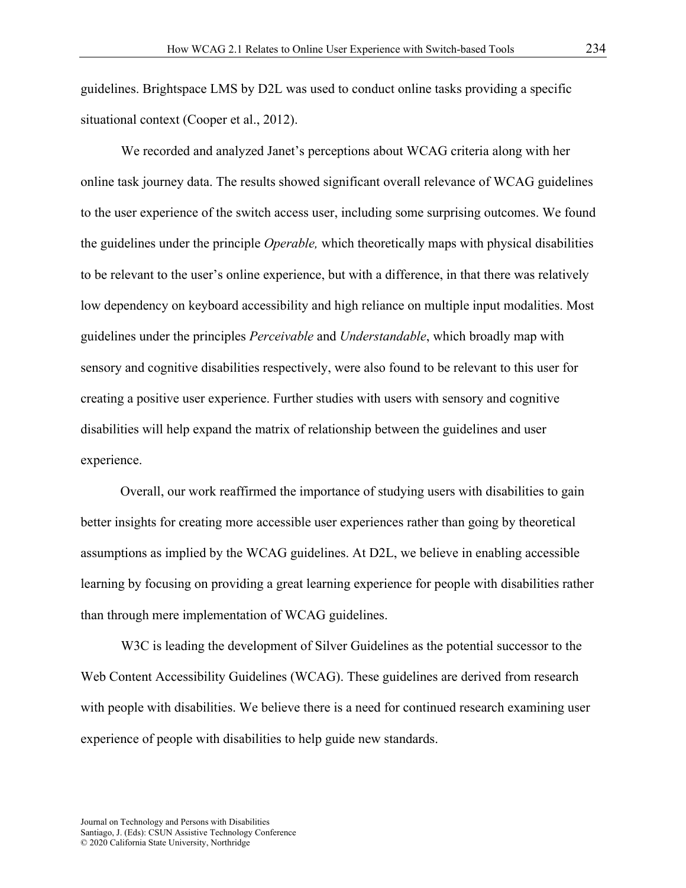guidelines. Brightspace LMS by D2L was used to conduct online tasks providing a specific situational context (Cooper et al., 2012).

We recorded and analyzed Janet's perceptions about WCAG criteria along with her online task journey data. The results showed significant overall relevance of WCAG guidelines to the user experience of the switch access user, including some surprising outcomes. We found the guidelines under the principle *Operable,* which theoretically maps with physical disabilities to be relevant to the user's online experience, but with a difference, in that there was relatively low dependency on keyboard accessibility and high reliance on multiple input modalities. Most guidelines under the principles *Perceivable* and *Understandable*, which broadly map with sensory and cognitive disabilities respectively, were also found to be relevant to this user for creating a positive user experience. Further studies with users with sensory and cognitive disabilities will help expand the matrix of relationship between the guidelines and user experience.

Overall, our work reaffirmed the importance of studying users with disabilities to gain better insights for creating more accessible user experiences rather than going by theoretical assumptions as implied by the WCAG guidelines. At D2L, we believe in enabling accessible learning by focusing on providing a great learning experience for people with disabilities rather than through mere implementation of WCAG guidelines.

W3C is leading the development of Silver Guidelines as the potential successor to the Web Content Accessibility Guidelines (WCAG). These guidelines are derived from research with people with disabilities. We believe there is a need for continued research examining user experience of people with disabilities to help guide new standards.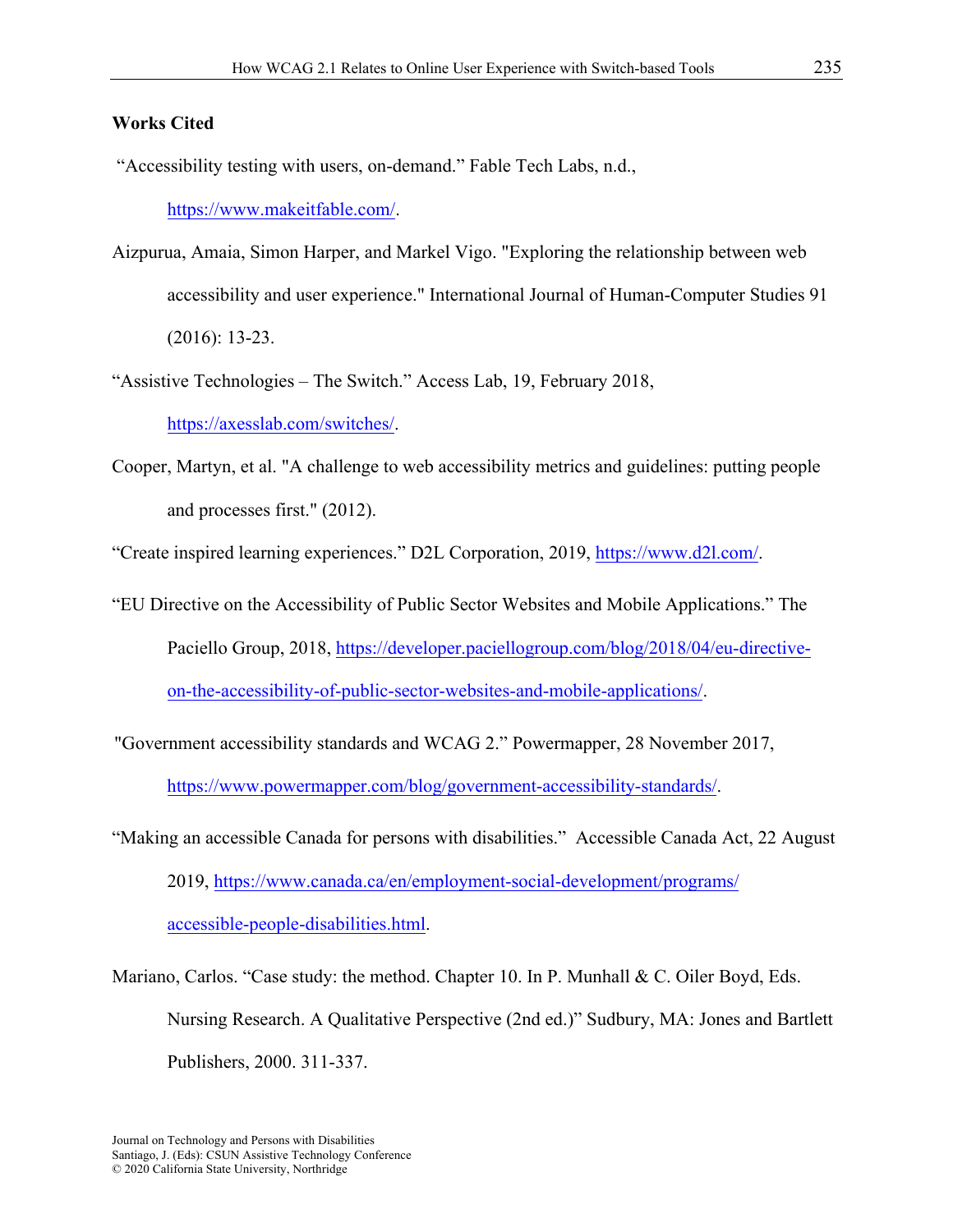**Works Cited**

"Accessibility testing with users, on-demand." Fable Tech Labs, n.d., https://www.makeitfable.com/.

Aizpurua, Amaia, Simon Harper, and Markel Vigo. "Exploring the relationship between web accessibility and user experience." International Journal of Human-Computer Studies 91 (2016): 13-23.

"Assistive Technologies – The Switch." Access Lab, 19, February 2018, https://axesslab.com/switches/.

Cooper, Martyn, et al. "A challenge to web accessibility metrics and guidelines: putting people and processes first." (2012).

"Create inspired learning experiences." D2L Corporation, 2019, https://www.d2l.com/.

"EU Directive on the Accessibility of Public Sector Websites and Mobile Applications." The Paciello Group, 2018, https://developer.paciellogroup.com/blog/2018/04/eu-directive-on-the-accessibility-of-public-sector-websites-and-mobile-applications/.

"Government accessibility standards and WCAG 2." Powermapper, 28 November 2017, https://www.powermapper.com/blog/government-accessibility-standards/.

"Making an accessible Canada for persons with disabilities." Accessible Canada Act, 22 August 2019, https://www.canada.ca/en/employment-social-development/programs/accessible-people-disabilities.html.

Mariano, Carlos. "Case study: the method. Chapter 10. In P. Munhall & C. Oiler Boyd, Eds. Nursing Research. A Qualitative Perspective (2nd ed.)" Sudbury, MA: Jones and Bartlett Publishers, 2000. 311-337.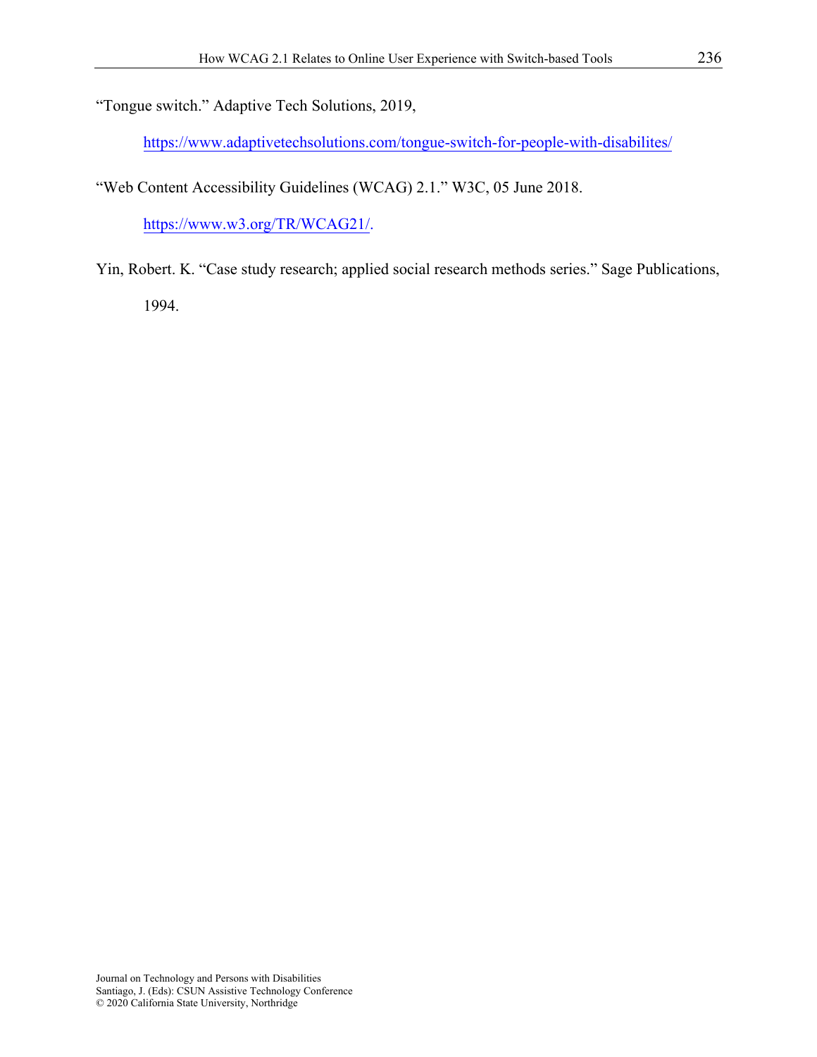“Tongue switch.” Adaptive Tech Solutions, 2019, https://www.adaptivetechsolutions.com/tongue-switch-for-people-with-disabilites/

“Web Content Accessibility Guidelines (WCAG) 2.1.” W3C, 05 June 2018. https://www.w3.org/TR/WCAG21/.

Yin, Robert. K. “Case study research; applied social research methods series.” Sage Publications, 1994.